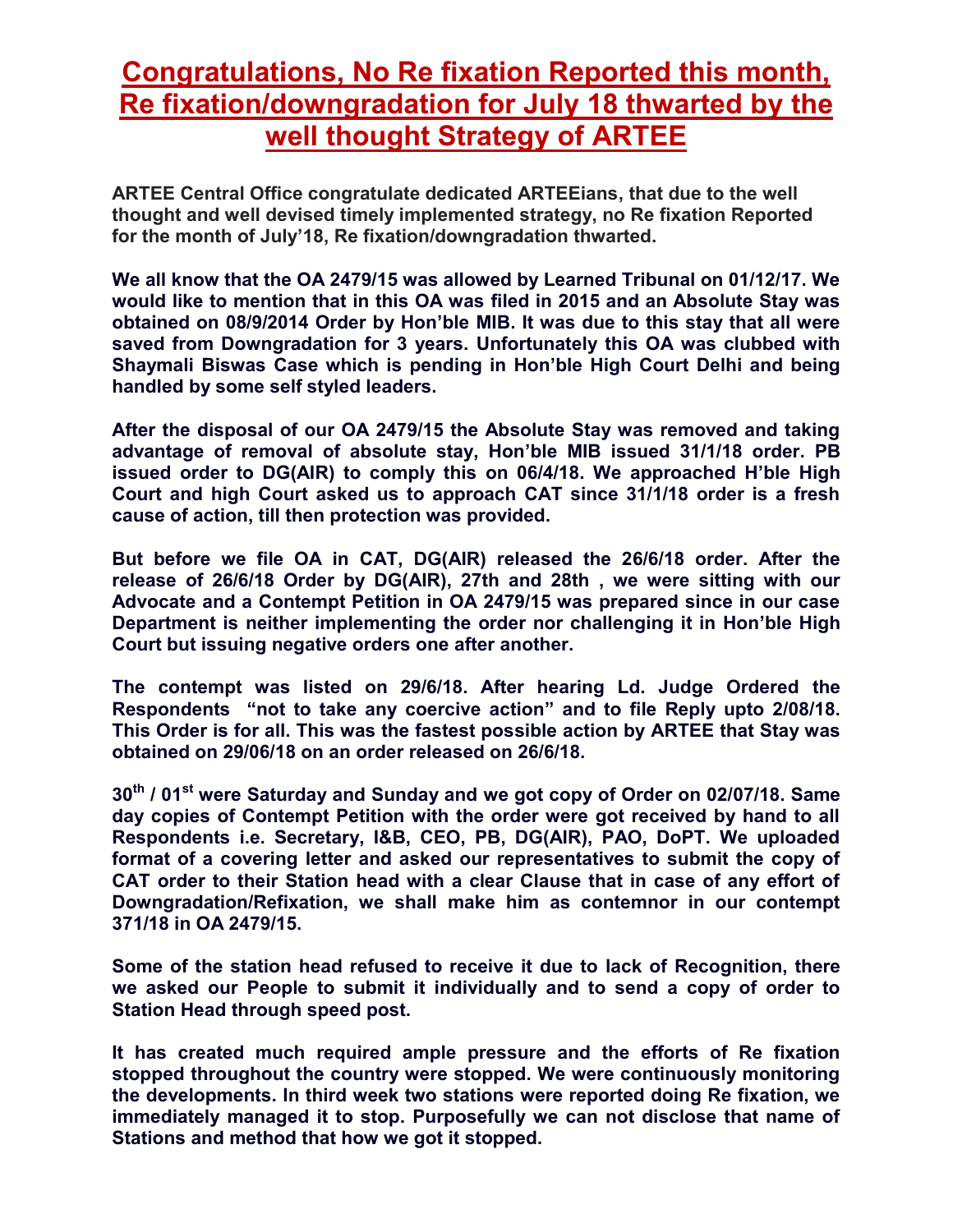# Congratulations, No Re fixation Reported this month, Re fixation/downgradation for July 18 thwarted by the well thought Strategy of ARTEE

**ARTEE Central Office congratulate dedicated ARTEEians, that due to the well thought and well devised timely implemented strategy, no Re fixation Reported for the month of July'18, Re fixation/downgradation thwarted.**

**We all know that the OA 2479/15 was allowed by Learned Tribunal on 01/12/17. We would like to mention that in this OA was filed in 2015 and an Absolute Stay was obtained on 08/9/2014 Order by Hon'ble MIB. It was due to this stay that all were saved from Downgradation for 3 years. Unfortunately this OA was clubbed with Shaymali Biswas Case which is pending in Hon'ble High Court Delhi and being handled by some self styled leaders.**

**After the disposal of our OA 2479/15 the Absolute Stay was removed and taking advantage of removal of absolute stay, Hon'ble MIB issued 31/1/18 order. PB issued order to DG(AIR) to comply this on 06/4/18. We approached H'ble High Court and high Court asked us to approach CAT since 31/1/18 order is a fresh cause of action, till then protection was provided.**

**But before we file OA in CAT, DG(AIR) released the 26/6/18 order. After the release of 26/6/18 Order by DG(AIR), 27th and 28th , we were sitting with our Advocate and a Contempt Petition in OA 2479/15 was prepared since in our case Department is neither implementing the order nor challenging it in Hon'ble High Court but issuing negative orders one after another.**

**The contempt was listed on 29/6/18. After hearing Ld. Judge Ordered the Respondents "not to take any coercive action" and to file Reply upto 2/08/18. This Order is for all. This was the fastest possible action by ARTEE that Stay was obtained on 29/06/18 on an order released on 26/6/18.**

**30th / 01st were Saturday and Sunday and we got copy of Order on 02/07/18. Same day copies of Contempt Petition with the order were got received by hand to all Respondents i.e. Secretary, I&B, CEO, PB, DG(AIR), PAO, DoPT. We uploaded format of a covering letter and asked our representatives to submit the copy of CAT order to their Station head with a clear Clause that in case of any effort of Downgradation/Refixation, we shall make him as contemnor in our contempt 371/18 in OA 2479/15.**

**Some of the station head refused to receive it due to lack of Recognition, there we asked our People to submit it individually and to send a copy of order to Station Head through speed post.**

**It has created much required ample pressure and the efforts of Re fixation stopped throughout the country were stopped. We were continuously monitoring the developments. In third week two stations were reported doing Re fixation, we immediately managed it to stop. Purposefully we can not disclose that name of Stations and method that how we got it stopped.**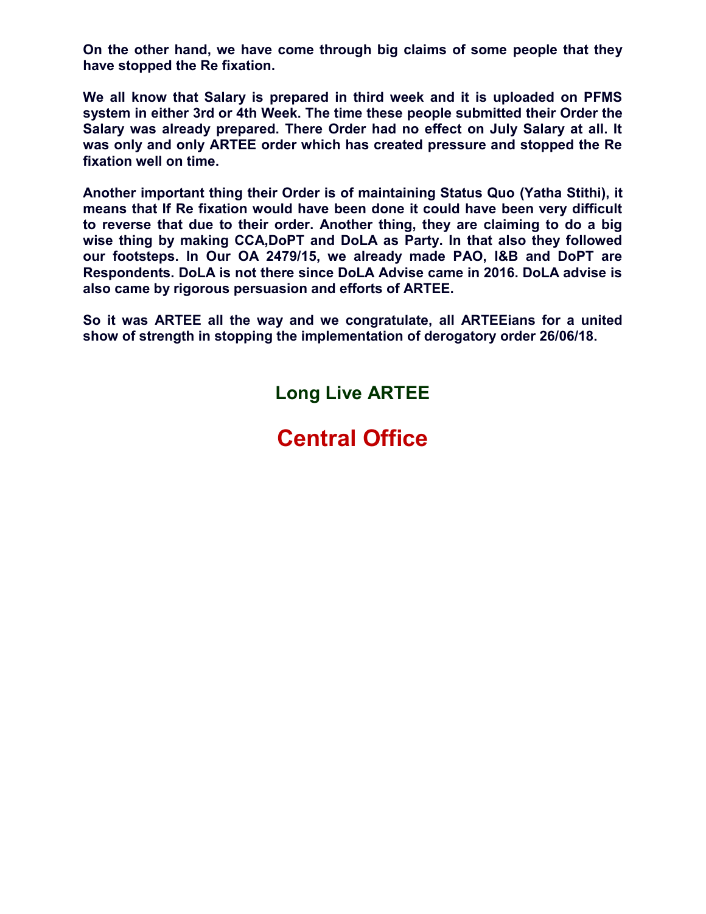**On the other hand, we have come through big claims of some people that they have stopped the Re fixation.**

**We all know that Salary is prepared in third week and it is uploaded on PFMS system in either 3rd or 4th Week. The time these people submitted their Order the Salary was already prepared. There Order had no effect on July Salary at all. It was only and only ARTEE order which has created pressure and stopped the Re fixation well on time.**

**Another important thing their Order is of maintaining Status Quo (Yatha Stithi), it means that If Re fixation would have been done it could have been very difficult to reverse that due to their order. Another thing, they are claiming to do a big wise thing by making CCA,DoPT and DoLA as Party. In that also they followed our footsteps. In Our OA 2479/15, we already made PAO, I&B and DoPT are Respondents. DoLA is not there since DoLA Advise came in 2016. DoLA advise is also came by rigorous persuasion and efforts of ARTEE.**

**So it was ARTEE all the way and we congratulate, all ARTEEians for a united show of strength in stopping the implementation of derogatory order 26/06/18.**

## Long Live ARTEE

# Central Office